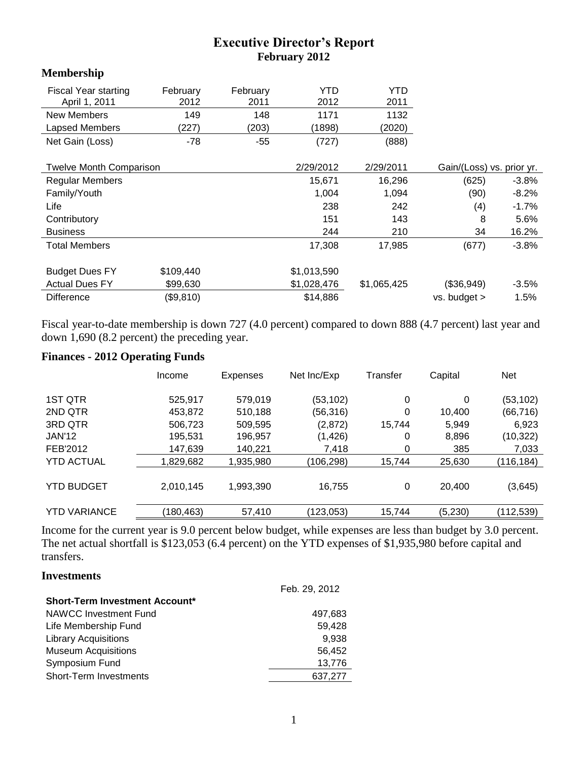# Executive Director's Report
## February 2012

### Membership

| Fiscal Year starting April 1, 2011 | February 2012 | February 2011 | YTD 2012 | YTD 2011 |
|---|---|---|---|---|
| New Members | 149 | 148 | 1171 | 1132 |
| Lapsed Members | (227) | (203) | (1898) | (2020) |
| Net Gain (Loss) | -78 | -55 | (727) | (888) |

| Twelve Month Comparison | | | 2/29/2012 | 2/29/2011 | Gain/(Loss) vs. prior yr. | |
|---|---|---|---|---|---|---|
| Regular Members | | | 15,671 | 16,296 | (625) | -3.8% |
| Family/Youth | | | 1,004 | 1,094 | (90) | -8.2% |
| Life | | | 238 | 242 | (4) | -1.7% |
| Contributory | | | 151 | 143 | 8 | 5.6% |
| Business | | | 244 | 210 | 34 | 16.2% |
| Total Members | | | 17,308 | 17,985 | (677) | -3.8% |
| | | | | | | |
| Budget Dues FY | $109,440 | | $1,013,590 | | | |
| Actual Dues FY | $99,630 | | $1,028,476 | $1,065,425 | ($36,949) | -3.5% |
| Difference | ($9,810) | | $14,886 | | vs. budget > | 1.5% |

Fiscal year-to-date membership is down 727 (4.0 percent) compared to down 888 (4.7 percent) last year and down 1,690 (8.2 percent) the preceding year.

### Finances - 2012 Operating Funds

| | Income | Expenses | Net Inc/Exp | Transfer | Capital | Net |
|---|---|---|---|---|---|---|
| 1ST QTR | 525,917 | 579,019 | (53,102) | 0 | 0 | (53,102) |
| 2ND QTR | 453,872 | 510,188 | (56,316) | 0 | 10,400 | (66,716) |
| 3RD QTR | 506,723 | 509,595 | (2,872) | 15,744 | 5,949 | 6,923 |
| JAN'12 | 195,531 | 196,957 | (1,426) | 0 | 8,896 | (10,322) |
| FEB'2012 | 147,639 | 140,221 | 7,418 | 0 | 385 | 7,033 |
| YTD ACTUAL | 1,829,682 | 1,935,980 | (106,298) | 15,744 | 25,630 | (116,184) |
| YTD BUDGET | 2,010,145 | 1,993,390 | 16,755 | 0 | 20,400 | (3,645) |
| YTD VARIANCE | (180,463) | 57,410 | (123,053) | 15,744 | (5,230) | (112,539) |

Income for the current year is 9.0 percent below budget, while expenses are less than budget by 3.0 percent. The net actual shortfall is $123,053 (6.4 percent) on the YTD expenses of $1,935,980 before capital and transfers.

### Investments

| | Feb. 29, 2012 |
|---|---|
| **Short-Term Investment Account*** | |
| NAWCC Investment Fund | 497,683 |
| Life Membership Fund | 59,428 |
| Library Acquisitions | 9,938 |
| Museum Acquisitions | 56,452 |
| Symposium Fund | 13,776 |
| Short-Term Investments | 637,277 |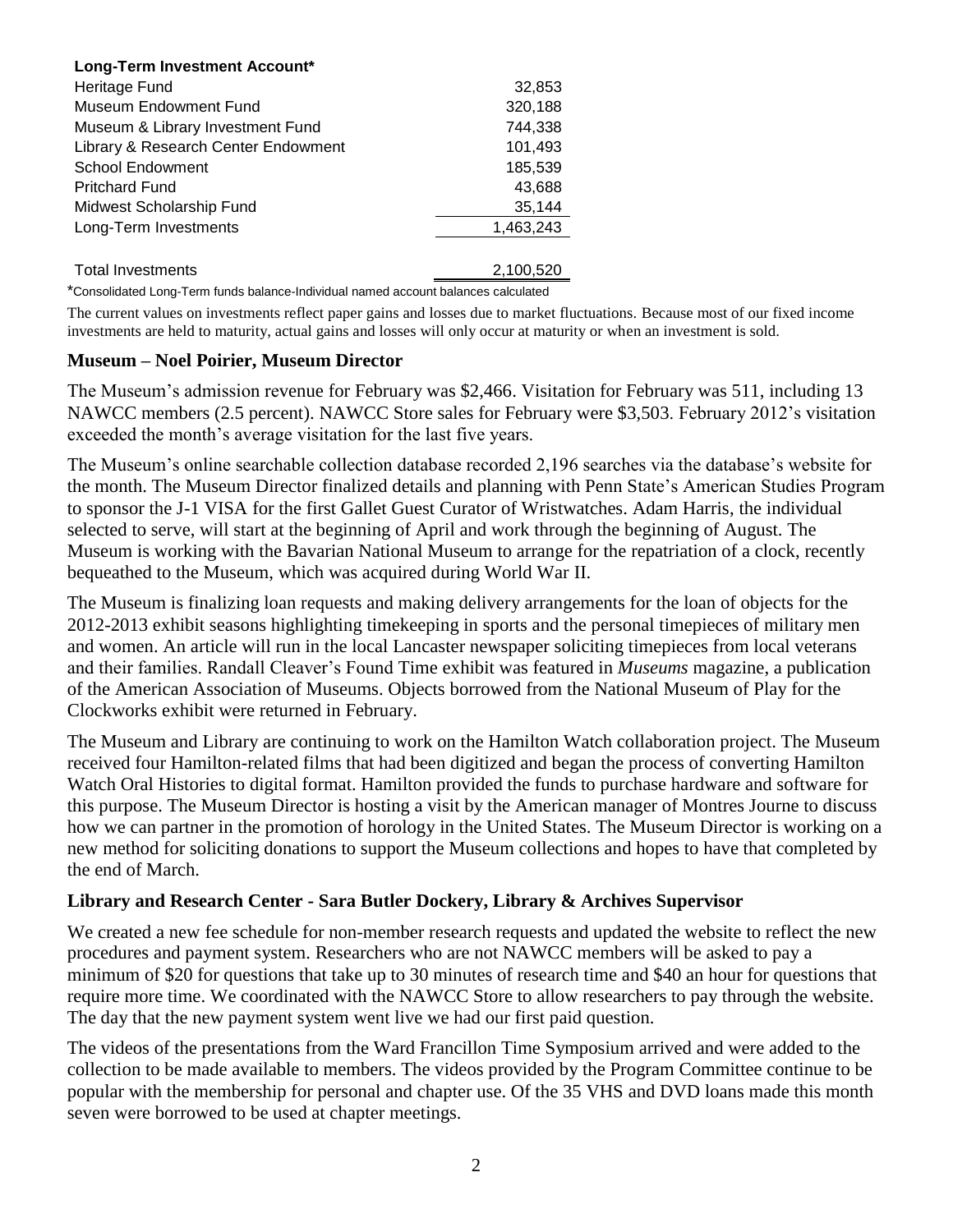| Long-Term Investment Account* | |
|---|---|
| Heritage Fund | 32,853 |
| Museum Endowment Fund | 320,188 |
| Museum & Library Investment Fund | 744,338 |
| Library & Research Center Endowment | 101,493 |
| School Endowment | 185,539 |
| Pritchard Fund | 43,688 |
| Midwest Scholarship Fund | 35,144 |
| Long-Term Investments | 1,463,243 |
| | |
| Total Investments | 2,100,520 |

*Consolidated Long-Term funds balance-Individual named account balances calculated

The current values on investments reflect paper gains and losses due to market fluctuations. Because most of our fixed income investments are held to maturity, actual gains and losses will only occur at maturity or when an investment is sold.

### Museum – Noel Poirier, Museum Director

The Museum's admission revenue for February was $2,466. Visitation for February was 511, including 13 NAWCC members (2.5 percent). NAWCC Store sales for February were $3,503. February 2012's visitation exceeded the month's average visitation for the last five years.

The Museum's online searchable collection database recorded 2,196 searches via the database's website for the month. The Museum Director finalized details and planning with Penn State's American Studies Program to sponsor the J-1 VISA for the first Gallet Guest Curator of Wristwatches. Adam Harris, the individual selected to serve, will start at the beginning of April and work through the beginning of August. The Museum is working with the Bavarian National Museum to arrange for the repatriation of a clock, recently bequeathed to the Museum, which was acquired during World War II.

The Museum is finalizing loan requests and making delivery arrangements for the loan of objects for the 2012-2013 exhibit seasons highlighting timekeeping in sports and the personal timepieces of military men and women. An article will run in the local Lancaster newspaper soliciting timepieces from local veterans and their families. Randall Cleaver's Found Time exhibit was featured in *Museums* magazine, a publication of the American Association of Museums. Objects borrowed from the National Museum of Play for the Clockworks exhibit were returned in February.

The Museum and Library are continuing to work on the Hamilton Watch collaboration project. The Museum received four Hamilton-related films that had been digitized and began the process of converting Hamilton Watch Oral Histories to digital format. Hamilton provided the funds to purchase hardware and software for this purpose. The Museum Director is hosting a visit by the American manager of Montres Journe to discuss how we can partner in the promotion of horology in the United States. The Museum Director is working on a new method for soliciting donations to support the Museum collections and hopes to have that completed by the end of March.

### Library and Research Center - Sara Butler Dockery, Library & Archives Supervisor

We created a new fee schedule for non-member research requests and updated the website to reflect the new procedures and payment system. Researchers who are not NAWCC members will be asked to pay a minimum of $20 for questions that take up to 30 minutes of research time and $40 an hour for questions that require more time. We coordinated with the NAWCC Store to allow researchers to pay through the website. The day that the new payment system went live we had our first paid question.

The videos of the presentations from the Ward Francillon Time Symposium arrived and were added to the collection to be made available to members. The videos provided by the Program Committee continue to be popular with the membership for personal and chapter use. Of the 35 VHS and DVD loans made this month seven were borrowed to be used at chapter meetings.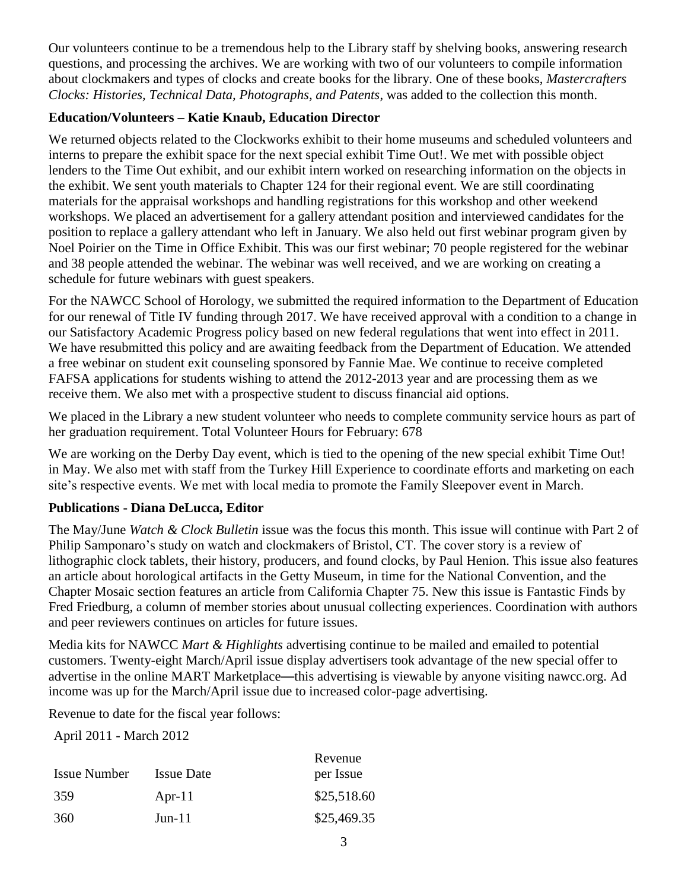Our volunteers continue to be a tremendous help to the Library staff by shelving books, answering research questions, and processing the archives. We are working with two of our volunteers to compile information about clockmakers and types of clocks and create books for the library. One of these books, *Mastercrafters Clocks: Histories, Technical Data, Photographs, and Patents*, was added to the collection this month.

**Education/Volunteers – Katie Knaub, Education Director**

We returned objects related to the Clockworks exhibit to their home museums and scheduled volunteers and interns to prepare the exhibit space for the next special exhibit Time Out!. We met with possible object lenders to the Time Out exhibit, and our exhibit intern worked on researching information on the objects in the exhibit. We sent youth materials to Chapter 124 for their regional event. We are still coordinating materials for the appraisal workshops and handling registrations for this workshop and other weekend workshops. We placed an advertisement for a gallery attendant position and interviewed candidates for the position to replace a gallery attendant who left in January. We also held out first webinar program given by Noel Poirier on the Time in Office Exhibit. This was our first webinar; 70 people registered for the webinar and 38 people attended the webinar. The webinar was well received, and we are working on creating a schedule for future webinars with guest speakers.

For the NAWCC School of Horology, we submitted the required information to the Department of Education for our renewal of Title IV funding through 2017. We have received approval with a condition to a change in our Satisfactory Academic Progress policy based on new federal regulations that went into effect in 2011. We have resubmitted this policy and are awaiting feedback from the Department of Education. We attended a free webinar on student exit counseling sponsored by Fannie Mae. We continue to receive completed FAFSA applications for students wishing to attend the 2012-2013 year and are processing them as we receive them. We also met with a prospective student to discuss financial aid options.

We placed in the Library a new student volunteer who needs to complete community service hours as part of her graduation requirement. Total Volunteer Hours for February: 678

We are working on the Derby Day event, which is tied to the opening of the new special exhibit Time Out! in May. We also met with staff from the Turkey Hill Experience to coordinate efforts and marketing on each site's respective events. We met with local media to promote the Family Sleepover event in March.

**Publications - Diana DeLucca, Editor**

The May/June *Watch & Clock Bulletin* issue was the focus this month. This issue will continue with Part 2 of Philip Samponaro's study on watch and clockmakers of Bristol, CT. The cover story is a review of lithographic clock tablets, their history, producers, and found clocks, by Paul Henion. This issue also features an article about horological artifacts in the Getty Museum, in time for the National Convention, and the Chapter Mosaic section features an article from California Chapter 75. New this issue is Fantastic Finds by Fred Friedburg, a column of member stories about unusual collecting experiences. Coordination with authors and peer reviewers continues on articles for future issues.

Media kits for NAWCC *Mart & Highlights* advertising continue to be mailed and emailed to potential customers. Twenty-eight March/April issue display advertisers took advantage of the new special offer to advertise in the online MART Marketplace—this advertising is viewable by anyone visiting nawcc.org. Ad income was up for the March/April issue due to increased color-page advertising.

Revenue to date for the fiscal year follows:

April 2011 - March 2012

| Issue Number | Issue Date | Revenue per Issue |
|---|---|---|
| 359 | Apr-11 | $25,518.60 |
| 360 | Jun-11 | $25,469.35 |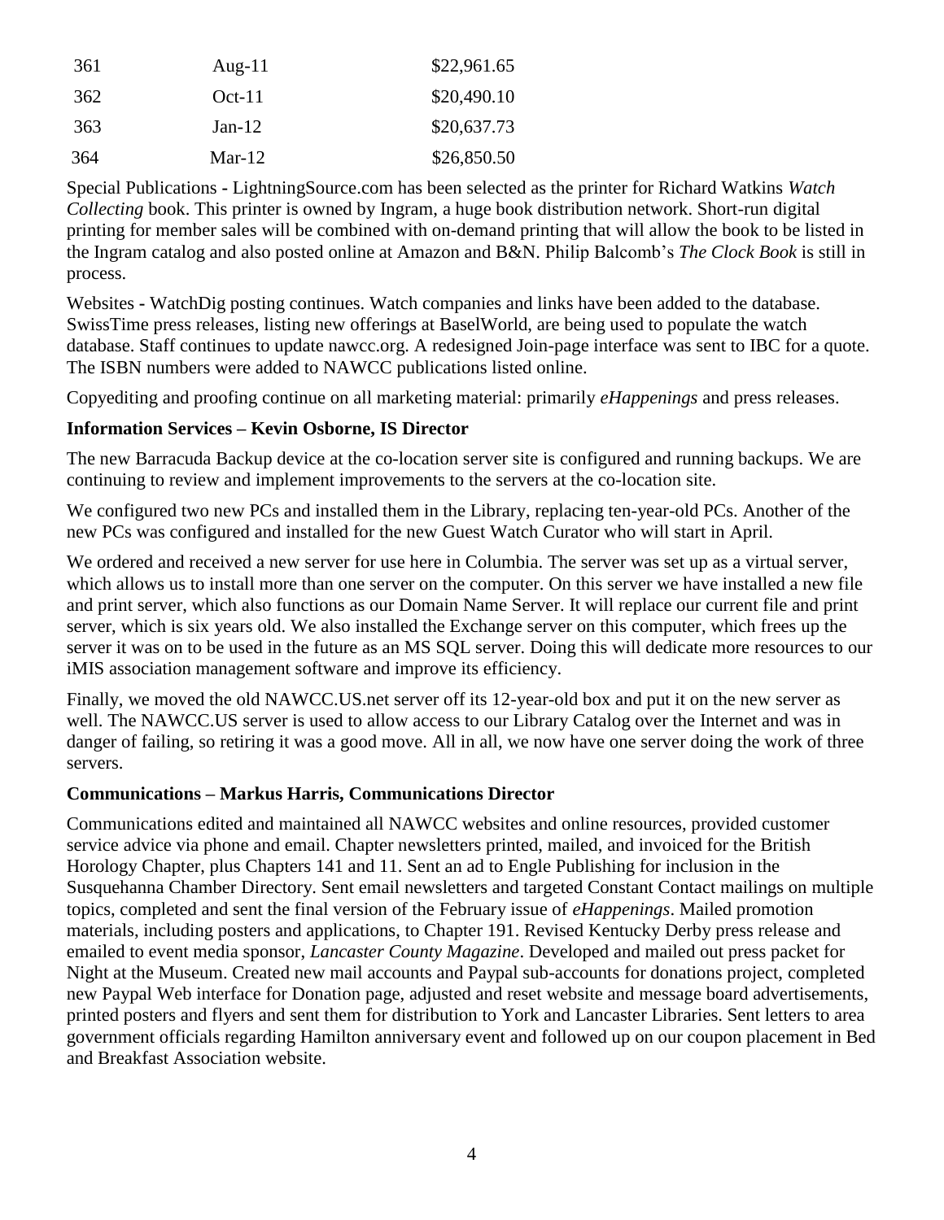| 361 | Aug-11 | $22,961.65 |
|---|---|---|
| 362 | Oct-11 | $20,490.10 |
| 363 | Jan-12 | $20,637.73 |
| 364 | Mar-12 | $26,850.50 |

Special Publications - LightningSource.com has been selected as the printer for Richard Watkins *Watch Collecting* book. This printer is owned by Ingram, a huge book distribution network. Short-run digital printing for member sales will be combined with on-demand printing that will allow the book to be listed in the Ingram catalog and also posted online at Amazon and B&N. Philip Balcomb's *The Clock Book* is still in process.

Websites - WatchDig posting continues. Watch companies and links have been added to the database. SwissTime press releases, listing new offerings at BaselWorld, are being used to populate the watch database. Staff continues to update nawcc.org. A redesigned Join-page interface was sent to IBC for a quote. The ISBN numbers were added to NAWCC publications listed online.

Copyediting and proofing continue on all marketing material: primarily *eHappenings* and press releases.

**Information Services – Kevin Osborne, IS Director**

The new Barracuda Backup device at the co-location server site is configured and running backups. We are continuing to review and implement improvements to the servers at the co-location site.

We configured two new PCs and installed them in the Library, replacing ten-year-old PCs. Another of the new PCs was configured and installed for the new Guest Watch Curator who will start in April.

We ordered and received a new server for use here in Columbia. The server was set up as a virtual server, which allows us to install more than one server on the computer. On this server we have installed a new file and print server, which also functions as our Domain Name Server. It will replace our current file and print server, which is six years old. We also installed the Exchange server on this computer, which frees up the server it was on to be used in the future as an MS SQL server. Doing this will dedicate more resources to our iMIS association management software and improve its efficiency.

Finally, we moved the old NAWCC.US.net server off its 12-year-old box and put it on the new server as well. The NAWCC.US server is used to allow access to our Library Catalog over the Internet and was in danger of failing, so retiring it was a good move. All in all, we now have one server doing the work of three servers.

**Communications – Markus Harris, Communications Director**

Communications edited and maintained all NAWCC websites and online resources, provided customer service advice via phone and email. Chapter newsletters printed, mailed, and invoiced for the British Horology Chapter, plus Chapters 141 and 11. Sent an ad to Engle Publishing for inclusion in the Susquehanna Chamber Directory. Sent email newsletters and targeted Constant Contact mailings on multiple topics, completed and sent the final version of the February issue of *eHappenings*. Mailed promotion materials, including posters and applications, to Chapter 191. Revised Kentucky Derby press release and emailed to event media sponsor, *Lancaster County Magazine*. Developed and mailed out press packet for Night at the Museum. Created new mail accounts and Paypal sub-accounts for donations project, completed new Paypal Web interface for Donation page, adjusted and reset website and message board advertisements, printed posters and flyers and sent them for distribution to York and Lancaster Libraries. Sent letters to area government officials regarding Hamilton anniversary event and followed up on our coupon placement in Bed and Breakfast Association website.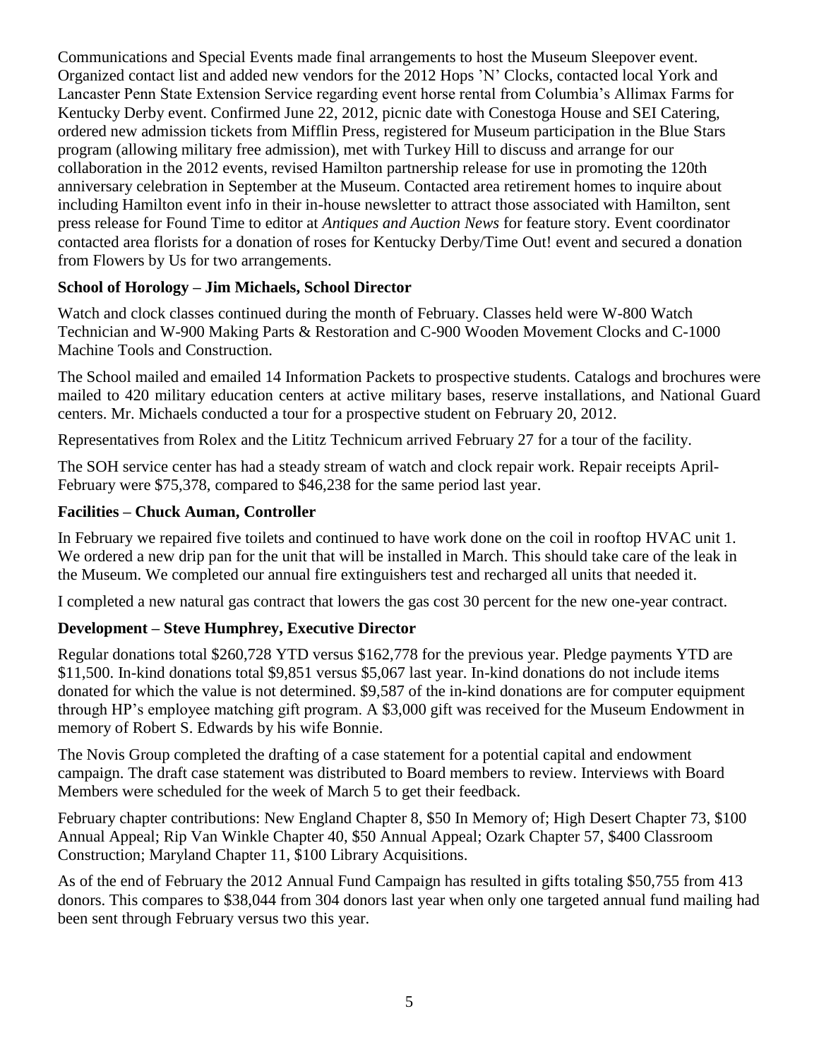Communications and Special Events made final arrangements to host the Museum Sleepover event. Organized contact list and added new vendors for the 2012 Hops 'N' Clocks, contacted local York and Lancaster Penn State Extension Service regarding event horse rental from Columbia's Allimax Farms for Kentucky Derby event. Confirmed June 22, 2012, picnic date with Conestoga House and SEI Catering, ordered new admission tickets from Mifflin Press, registered for Museum participation in the Blue Stars program (allowing military free admission), met with Turkey Hill to discuss and arrange for our collaboration in the 2012 events, revised Hamilton partnership release for use in promoting the 120th anniversary celebration in September at the Museum. Contacted area retirement homes to inquire about including Hamilton event info in their in-house newsletter to attract those associated with Hamilton, sent press release for Found Time to editor at *Antiques and Auction News* for feature story. Event coordinator contacted area florists for a donation of roses for Kentucky Derby/Time Out! event and secured a donation from Flowers by Us for two arrangements.

### School of Horology – Jim Michaels, School Director

Watch and clock classes continued during the month of February. Classes held were W-800 Watch Technician and W-900 Making Parts & Restoration and C-900 Wooden Movement Clocks and C-1000 Machine Tools and Construction.

The School mailed and emailed 14 Information Packets to prospective students. Catalogs and brochures were mailed to 420 military education centers at active military bases, reserve installations, and National Guard centers. Mr. Michaels conducted a tour for a prospective student on February 20, 2012.

Representatives from Rolex and the Lititz Technicum arrived February 27 for a tour of the facility.

The SOH service center has had a steady stream of watch and clock repair work. Repair receipts April-February were $75,378, compared to $46,238 for the same period last year.

### Facilities – Chuck Auman, Controller

In February we repaired five toilets and continued to have work done on the coil in rooftop HVAC unit 1. We ordered a new drip pan for the unit that will be installed in March. This should take care of the leak in the Museum. We completed our annual fire extinguishers test and recharged all units that needed it.

I completed a new natural gas contract that lowers the gas cost 30 percent for the new one-year contract.

### Development – Steve Humphrey, Executive Director

Regular donations total $260,728 YTD versus $162,778 for the previous year. Pledge payments YTD are $11,500. In-kind donations total $9,851 versus $5,067 last year. In-kind donations do not include items donated for which the value is not determined. $9,587 of the in-kind donations are for computer equipment through HP's employee matching gift program. A $3,000 gift was received for the Museum Endowment in memory of Robert S. Edwards by his wife Bonnie.

The Novis Group completed the drafting of a case statement for a potential capital and endowment campaign. The draft case statement was distributed to Board members to review. Interviews with Board Members were scheduled for the week of March 5 to get their feedback.

February chapter contributions: New England Chapter 8, $50 In Memory of; High Desert Chapter 73, $100 Annual Appeal; Rip Van Winkle Chapter 40, $50 Annual Appeal; Ozark Chapter 57, $400 Classroom Construction; Maryland Chapter 11, $100 Library Acquisitions.

As of the end of February the 2012 Annual Fund Campaign has resulted in gifts totaling $50,755 from 413 donors. This compares to $38,044 from 304 donors last year when only one targeted annual fund mailing had been sent through February versus two this year.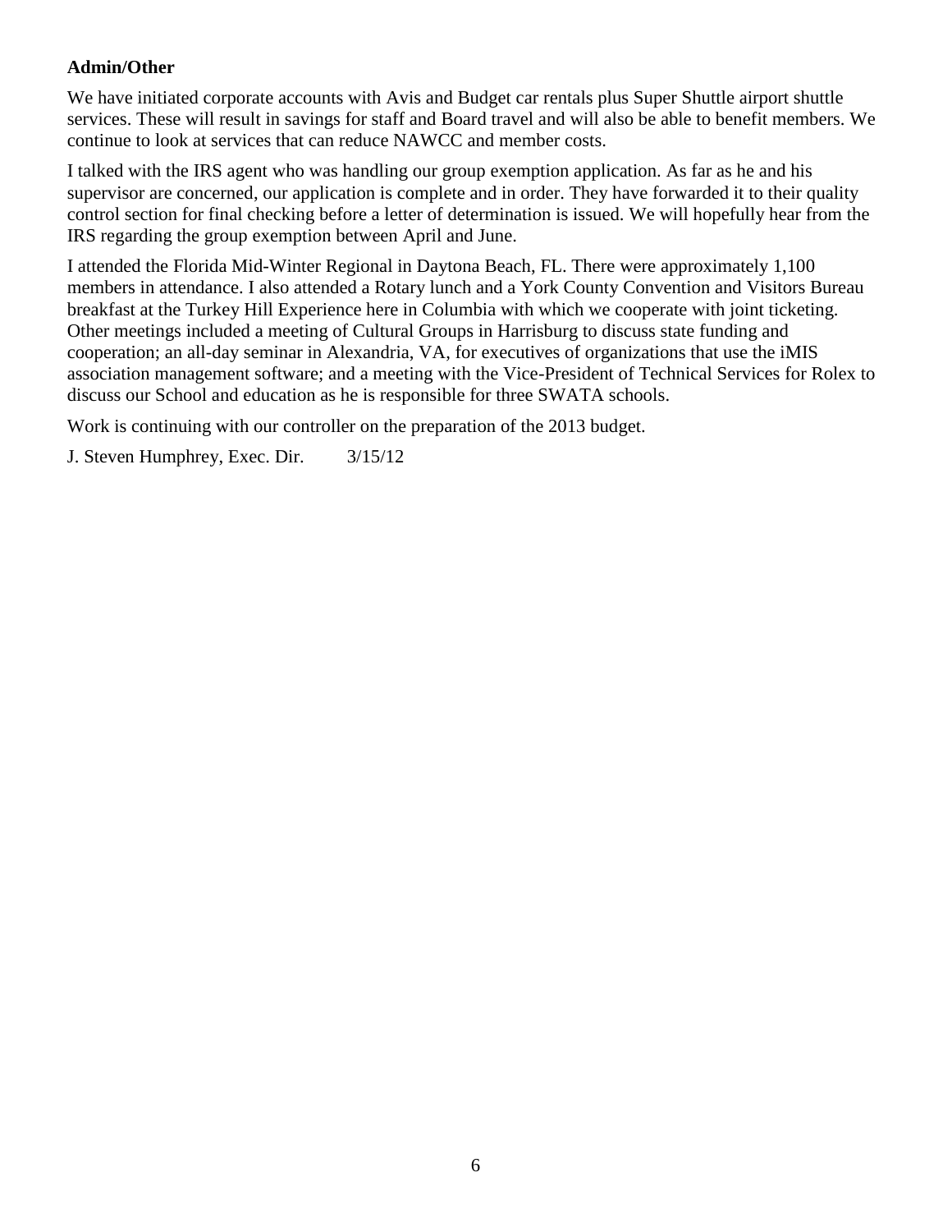**Admin/Other**

We have initiated corporate accounts with Avis and Budget car rentals plus Super Shuttle airport shuttle services. These will result in savings for staff and Board travel and will also be able to benefit members. We continue to look at services that can reduce NAWCC and member costs.

I talked with the IRS agent who was handling our group exemption application. As far as he and his supervisor are concerned, our application is complete and in order. They have forwarded it to their quality control section for final checking before a letter of determination is issued. We will hopefully hear from the IRS regarding the group exemption between April and June.

I attended the Florida Mid-Winter Regional in Daytona Beach, FL. There were approximately 1,100 members in attendance. I also attended a Rotary lunch and a York County Convention and Visitors Bureau breakfast at the Turkey Hill Experience here in Columbia with which we cooperate with joint ticketing. Other meetings included a meeting of Cultural Groups in Harrisburg to discuss state funding and cooperation; an all-day seminar in Alexandria, VA, for executives of organizations that use the iMIS association management software; and a meeting with the Vice-President of Technical Services for Rolex to discuss our School and education as he is responsible for three SWATA schools.

Work is continuing with our controller on the preparation of the 2013 budget.

J. Steven Humphrey, Exec. Dir. 3/15/12